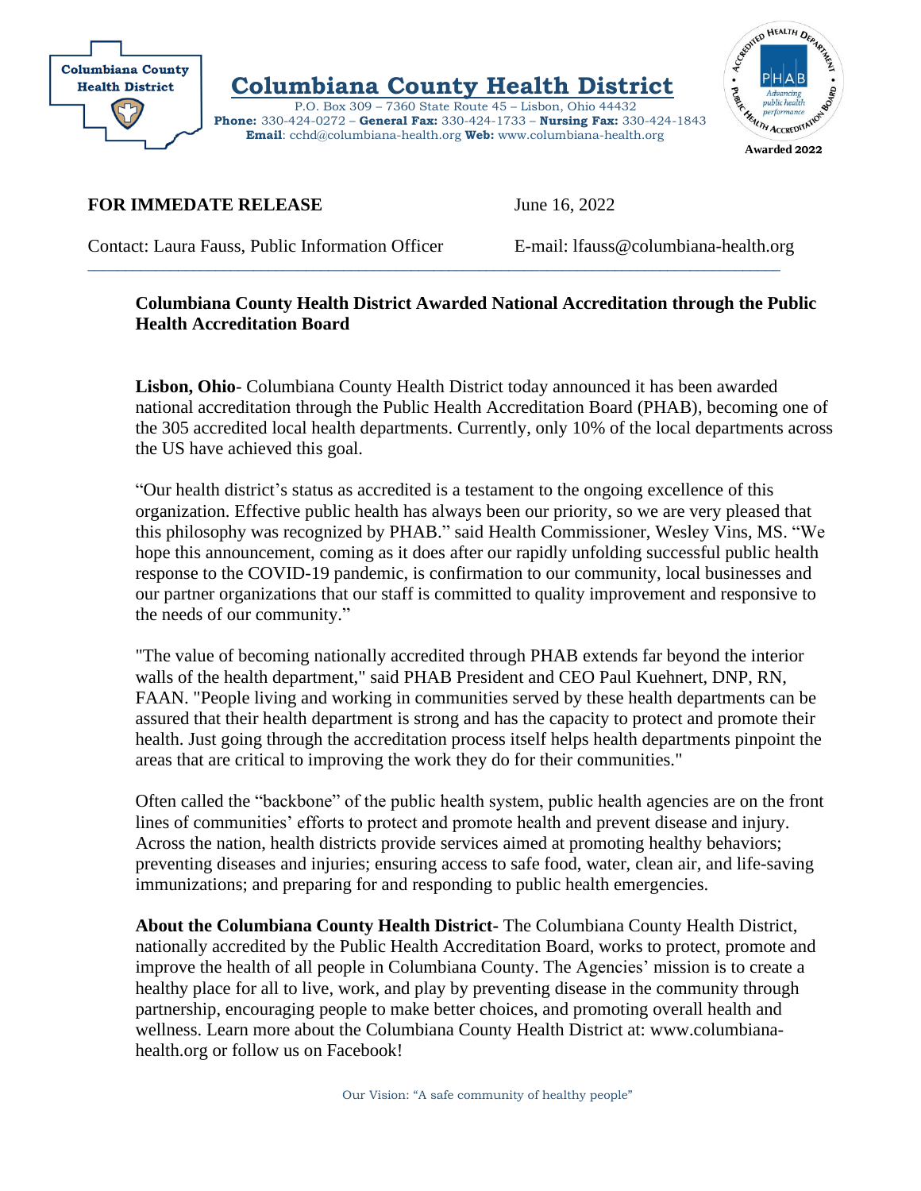Columbiana County Health District

# Columbiana County Health District

P.O. Box 309 – 7360 State Route 45 – Lisbon, Ohio 44432
**Phone:** 330-424-0272 – **General Fax:** 330-424-1733 – **Nursing Fax:** 330-424-1843
**Email**: cchd@columbiana-health.org **Web:** www.columbiana-health.org

Accredited Health Department • Public Health Accreditation Board • PHAB Advancing public health performance
**Awarded 2022**

**FOR IMMEDATE RELEASE** June 16, 2022

Contact: Laura Fauss, Public Information Officer E-mail: lfauss@columbiana-health.org

---

## Columbiana County Health District Awarded National Accreditation through the Public Health Accreditation Board

**Lisbon, Ohio**- Columbiana County Health District today announced it has been awarded national accreditation through the Public Health Accreditation Board (PHAB), becoming one of the 305 accredited local health departments. Currently, only 10% of the local departments across the US have achieved this goal.

"Our health district's status as accredited is a testament to the ongoing excellence of this organization. Effective public health has always been our priority, so we are very pleased that this philosophy was recognized by PHAB." said Health Commissioner, Wesley Vins, MS. "We hope this announcement, coming as it does after our rapidly unfolding successful public health response to the COVID-19 pandemic, is confirmation to our community, local businesses and our partner organizations that our staff is committed to quality improvement and responsive to the needs of our community."

"The value of becoming nationally accredited through PHAB extends far beyond the interior walls of the health department," said PHAB President and CEO Paul Kuehnert, DNP, RN, FAAN. "People living and working in communities served by these health departments can be assured that their health department is strong and has the capacity to protect and promote their health. Just going through the accreditation process itself helps health departments pinpoint the areas that are critical to improving the work they do for their communities."

Often called the "backbone" of the public health system, public health agencies are on the front lines of communities' efforts to protect and promote health and prevent disease and injury. Across the nation, health districts provide services aimed at promoting healthy behaviors; preventing diseases and injuries; ensuring access to safe food, water, clean air, and life-saving immunizations; and preparing for and responding to public health emergencies.

**About the Columbiana County Health District-** The Columbiana County Health District, nationally accredited by the Public Health Accreditation Board, works to protect, promote and improve the health of all people in Columbiana County. The Agencies' mission is to create a healthy place for all to live, work, and play by preventing disease in the community through partnership, encouraging people to make better choices, and promoting overall health and wellness. Learn more about the Columbiana County Health District at: www.columbiana-health.org or follow us on Facebook!

Our Vision: "A safe community of healthy people"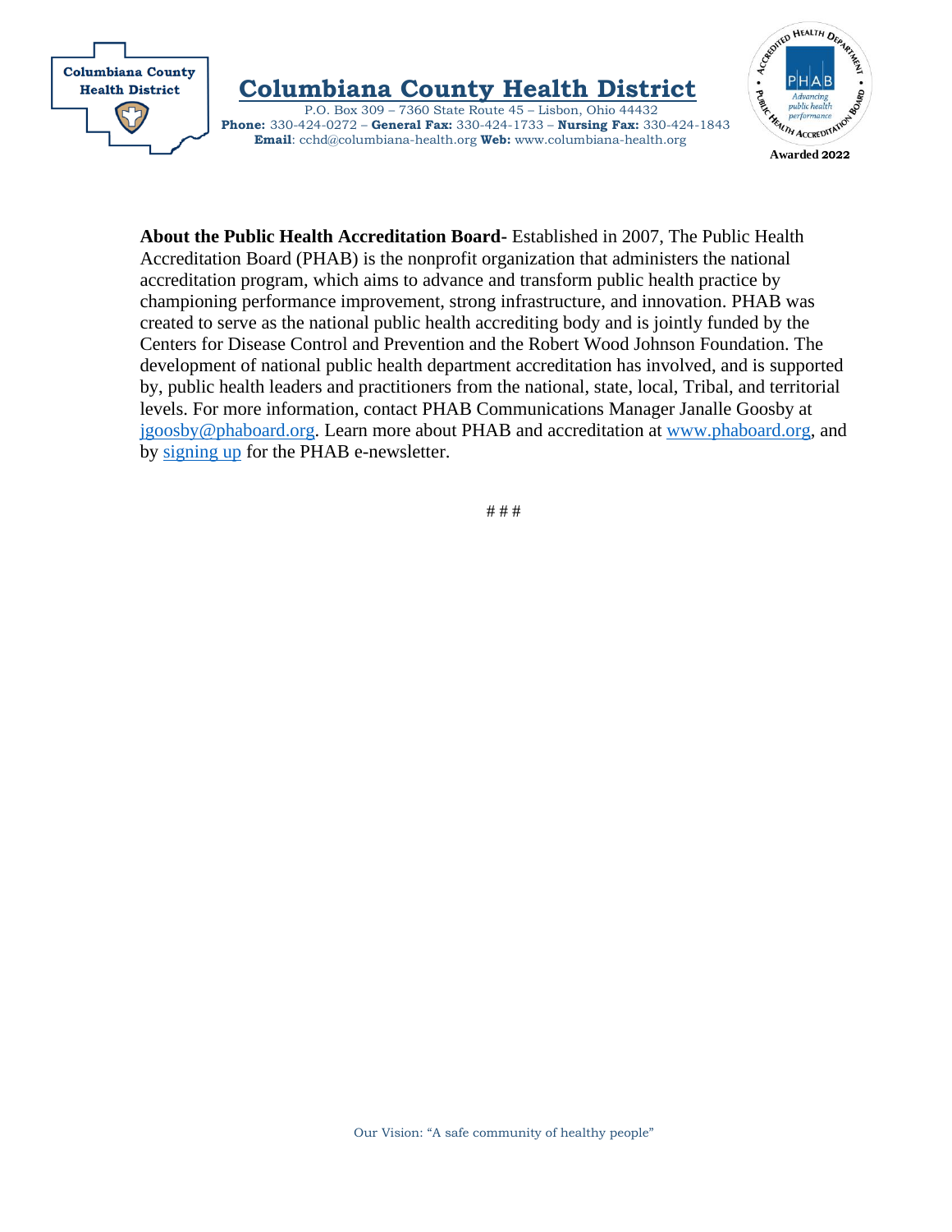**About the Public Health Accreditation Board-** Established in 2007, The Public Health Accreditation Board (PHAB) is the nonprofit organization that administers the national accreditation program, which aims to advance and transform public health practice by championing performance improvement, strong infrastructure, and innovation. PHAB was created to serve as the national public health accrediting body and is jointly funded by the Centers for Disease Control and Prevention and the Robert Wood Johnson Foundation. The development of national public health department accreditation has involved, and is supported by, public health leaders and practitioners from the national, state, local, Tribal, and territorial levels. For more information, contact PHAB Communications Manager Janalle Goosby at jgoosby@phaboard.org. Learn more about PHAB and accreditation at www.phaboard.org, and by signing up for the PHAB e-newsletter.

# # #